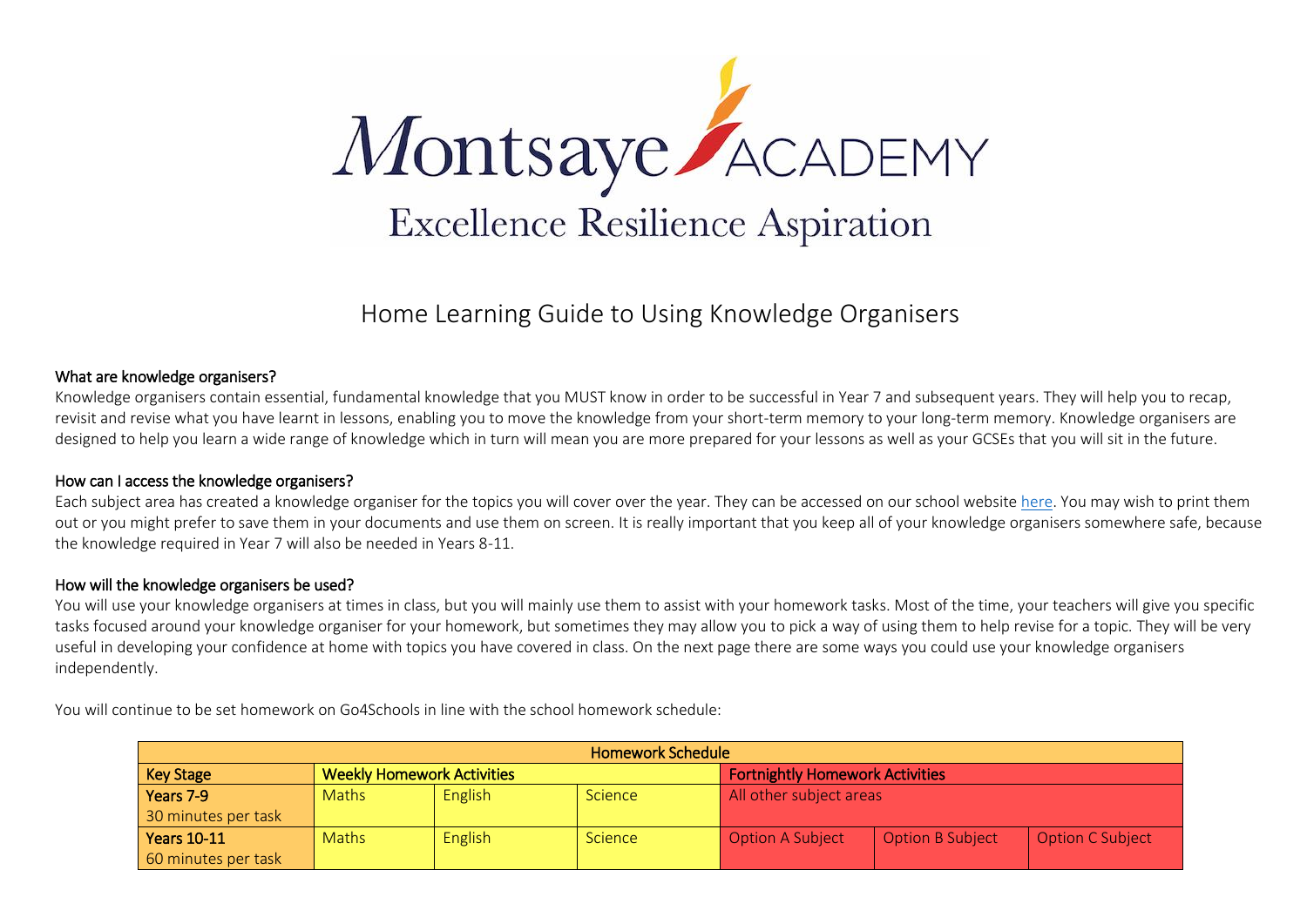# Montsaye ACADEMY

Excellence Resilience Aspiration

## Home Learning Guide to Using Knowledge Organisers

### What are knowledge organisers?

Knowledge organisers contain essential, fundamental knowledge that you MUST know in order to be successful in Year 7 and subsequent years. They will help you to recap, revisit and revise what you have learnt in lessons, enabling you to move the knowledge from your short-term memory to your long-term memory. Knowledge organisers are designed to help you learn a wide range of knowledge which in turn will mean you are more prepared for your lessons as well as your GCSEs that you will sit in the future.

### How can I access the knowledge organisers?

Each subject area has created a knowledge organiser for the topics you will cover over the year. They can be accessed on our school website here. You may wish to print them out or you might prefer to save them in your documents and use them on screen. It is really important that you keep all of your knowledge organisers somewhere safe, because the knowledge required in Year 7 will also be needed in Years 8-11.

### How will the knowledge organisers be used?

You will use your knowledge organisers at times in class, but you will mainly use them to assist with your homework tasks. Most of the time, your teachers will give you specific tasks focused around your knowledge organiser for your homework, but sometimes they may allow you to pick a way of using them to help revise for a topic. They will be very useful in developing your confidence at home with topics you have covered in class. On the next page there are some ways you could use your knowledge organisers independently.

You will continue to be set homework on Go4Schools in line with the school homework schedule:

| Homework Schedule | | | | | | |
|---|---|---|---|---|---|---|
| **Key Stage** | **Weekly Homework Activities** | | | **Fortnightly Homework Activities** | | |
| **Years 7-9** 30 minutes per task | Maths | English | Science | All other subject areas | | |
| **Years 10-11** 60 minutes per task | Maths | English | Science | Option A Subject | Option B Subject | Option C Subject |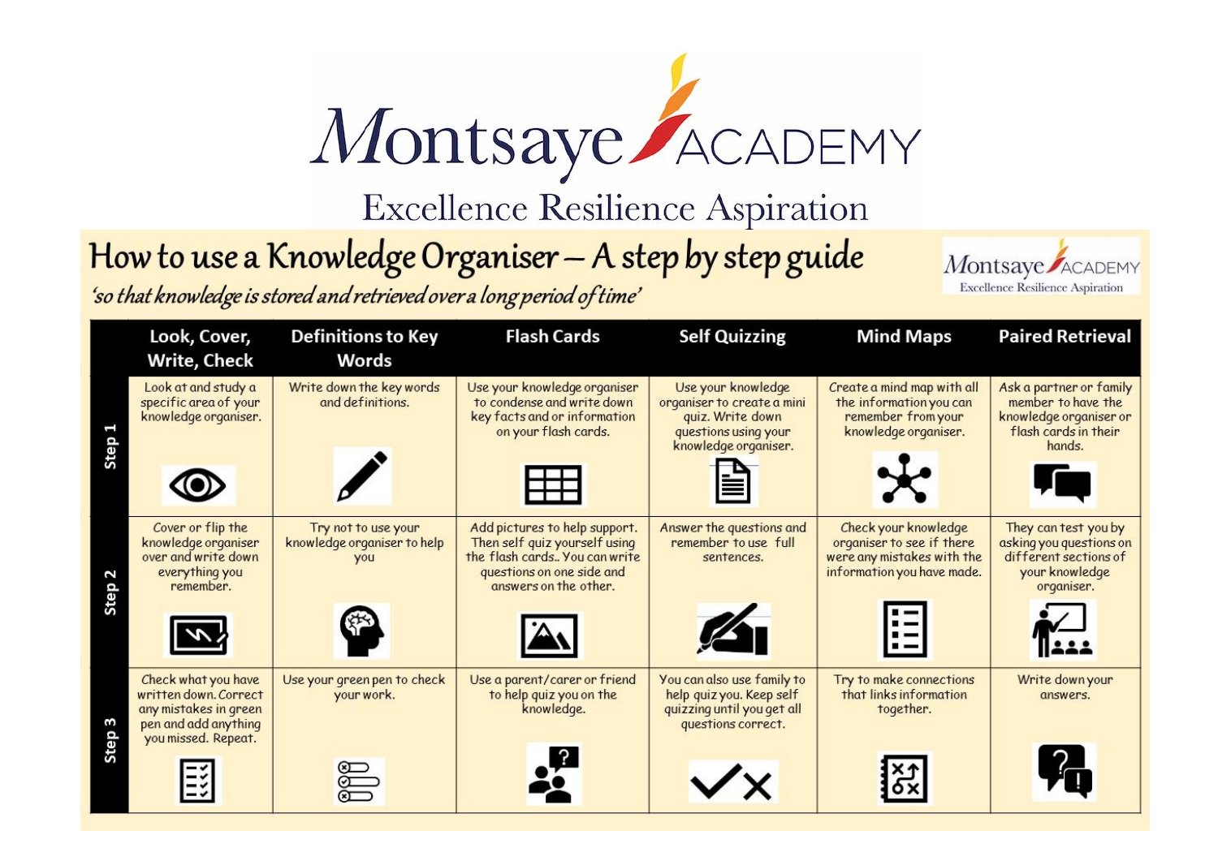# Montsaye ACADEMY

Excellence Resilience Aspiration

## How to use a Knowledge Organiser – A step by step guide

*'so that knowledge is stored and retrieved over a long period of time'*

Montsaye ACADEMY
Excellence Resilience Aspiration

| | Look, Cover, Write, Check | Definitions to Key Words | Flash Cards | Self Quizzing | Mind Maps | Paired Retrieval |
|---|---|---|---|---|---|---|
| **Step 1** | Look at and study a specific area of your knowledge organiser. | Write down the key words and definitions. | Use your knowledge organiser to condense and write down key facts and or information on your flash cards. | Use your knowledge organiser to create a mini quiz. Write down questions using your knowledge organiser. | Create a mind map with all the information you can remember from your knowledge organiser. | Ask a partner or family member to have the knowledge organiser or flash cards in their hands. |
| **Step 2** | Cover or flip the knowledge organiser over and write down everything you remember. | Try not to use your knowledge organiser to help you | Add pictures to help support. Then self quiz yourself using the flash cards.. You can write questions on one side and answers on the other. | Answer the questions and remember to use full sentences. | Check your knowledge organiser to see if there were any mistakes with the information you have made. | They can test you by asking you questions on different sections of your knowledge organiser. |
| **Step 3** | Check what you have written down. Correct any mistakes in green pen and add anything you missed. Repeat. | Use your green pen to check your work. | Use a parent/carer or friend to help quiz you on the knowledge. | You can also use family to help quiz you. Keep self quizzing until you get all questions correct. | Try to make connections that links information together. | Write down your answers. |